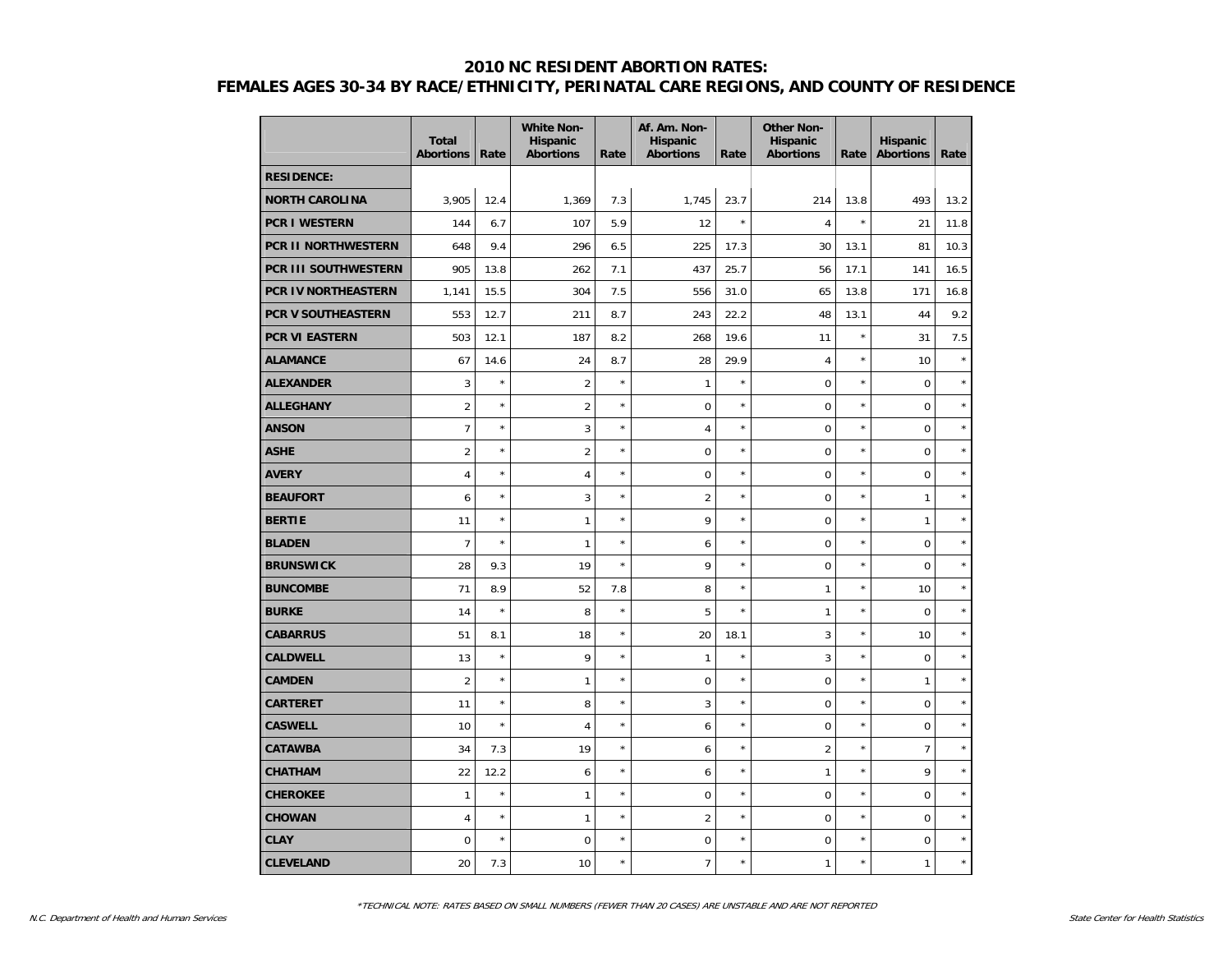# 2010 NC RESIDENT ABORTION RATES:
## FEMALES AGES 30-34 BY RACE/ETHNICITY, PERINATAL CARE REGIONS, AND COUNTY OF RESIDENCE

| | Total Abortions | Rate | White Non-Hispanic Abortions | Rate | Af. Am. Non-Hispanic Abortions | Rate | Other Non-Hispanic Abortions | Rate | Hispanic Abortions | Rate |
|---|---|---|---|---|---|---|---|---|---|---|
| **RESIDENCE:** | | | | | | | | | | |
| **NORTH CAROLINA** | 3,905 | 12.4 | 1,369 | 7.3 | 1,745 | 23.7 | 214 | 13.8 | 493 | 13.2 |
| **PCR I WESTERN** | 144 | 6.7 | 107 | 5.9 | 12 | * | 4 | * | 21 | 11.8 |
| **PCR II NORTHWESTERN** | 648 | 9.4 | 296 | 6.5 | 225 | 17.3 | 30 | 13.1 | 81 | 10.3 |
| **PCR III SOUTHWESTERN** | 905 | 13.8 | 262 | 7.1 | 437 | 25.7 | 56 | 17.1 | 141 | 16.5 |
| **PCR IV NORTHEASTERN** | 1,141 | 15.5 | 304 | 7.5 | 556 | 31.0 | 65 | 13.8 | 171 | 16.8 |
| **PCR V SOUTHEASTERN** | 553 | 12.7 | 211 | 8.7 | 243 | 22.2 | 48 | 13.1 | 44 | 9.2 |
| **PCR VI EASTERN** | 503 | 12.1 | 187 | 8.2 | 268 | 19.6 | 11 | * | 31 | 7.5 |
| **ALAMANCE** | 67 | 14.6 | 24 | 8.7 | 28 | 29.9 | 4 | * | 10 | * |
| **ALEXANDER** | 3 | * | 2 | * | 1 | * | 0 | * | 0 | * |
| **ALLEGHANY** | 2 | * | 2 | * | 0 | * | 0 | * | 0 | * |
| **ANSON** | 7 | * | 3 | * | 4 | * | 0 | * | 0 | * |
| **ASHE** | 2 | * | 2 | * | 0 | * | 0 | * | 0 | * |
| **AVERY** | 4 | * | 4 | * | 0 | * | 0 | * | 0 | * |
| **BEAUFORT** | 6 | * | 3 | * | 2 | * | 0 | * | 1 | * |
| **BERTIE** | 11 | * | 1 | * | 9 | * | 0 | * | 1 | * |
| **BLADEN** | 7 | * | 1 | * | 6 | * | 0 | * | 0 | * |
| **BRUNSWICK** | 28 | 9.3 | 19 | * | 9 | * | 0 | * | 0 | * |
| **BUNCOMBE** | 71 | 8.9 | 52 | 7.8 | 8 | * | 1 | * | 10 | * |
| **BURKE** | 14 | * | 8 | * | 5 | * | 1 | * | 0 | * |
| **CABARRUS** | 51 | 8.1 | 18 | * | 20 | 18.1 | 3 | * | 10 | * |
| **CALDWELL** | 13 | * | 9 | * | 1 | * | 3 | * | 0 | * |
| **CAMDEN** | 2 | * | 1 | * | 0 | * | 0 | * | 1 | * |
| **CARTERET** | 11 | * | 8 | * | 3 | * | 0 | * | 0 | * |
| **CASWELL** | 10 | * | 4 | * | 6 | * | 0 | * | 0 | * |
| **CATAWBA** | 34 | 7.3 | 19 | * | 6 | * | 2 | * | 7 | * |
| **CHATHAM** | 22 | 12.2 | 6 | * | 6 | * | 1 | * | 9 | * |
| **CHEROKEE** | 1 | * | 1 | * | 0 | * | 0 | * | 0 | * |
| **CHOWAN** | 4 | * | 1 | * | 2 | * | 0 | * | 0 | * |
| **CLAY** | 0 | * | 0 | * | 0 | * | 0 | * | 0 | * |
| **CLEVELAND** | 20 | 7.3 | 10 | * | 7 | * | 1 | * | 1 | * |

*TECHNICAL NOTE: RATES BASED ON SMALL NUMBERS (FEWER THAN 20 CASES) ARE UNSTABLE AND ARE NOT REPORTED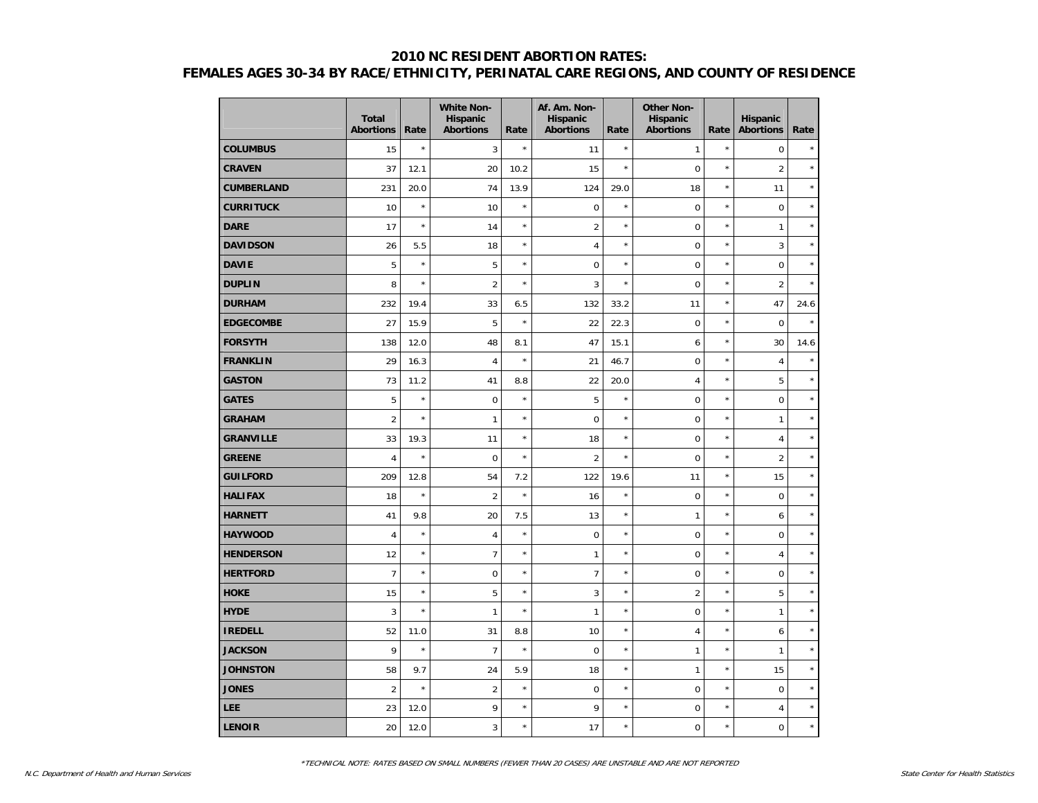## 2010 NC RESIDENT ABORTION RATES:
## FEMALES AGES 30-34 BY RACE/ETHNICITY, PERINATAL CARE REGIONS, AND COUNTY OF RESIDENCE

| | Total Abortions | Rate | White Non-Hispanic Abortions | Rate | Af. Am. Non-Hispanic Abortions | Rate | Other Non-Hispanic Abortions | Rate | Hispanic Abortions | Rate |
|---|---|---|---|---|---|---|---|---|---|---|
| **COLUMBUS** | 15 | * | 3 | * | 11 | * | 1 | * | 0 | * |
| **CRAVEN** | 37 | 12.1 | 20 | 10.2 | 15 | * | 0 | * | 2 | * |
| **CUMBERLAND** | 231 | 20.0 | 74 | 13.9 | 124 | 29.0 | 18 | * | 11 | * |
| **CURRITUCK** | 10 | * | 10 | * | 0 | * | 0 | * | 0 | * |
| **DARE** | 17 | * | 14 | * | 2 | * | 0 | * | 1 | * |
| **DAVIDSON** | 26 | 5.5 | 18 | * | 4 | * | 0 | * | 3 | * |
| **DAVIE** | 5 | * | 5 | * | 0 | * | 0 | * | 0 | * |
| **DUPLIN** | 8 | * | 2 | * | 3 | * | 0 | * | 2 | * |
| **DURHAM** | 232 | 19.4 | 33 | 6.5 | 132 | 33.2 | 11 | * | 47 | 24.6 |
| **EDGECOMBE** | 27 | 15.9 | 5 | * | 22 | 22.3 | 0 | * | 0 | * |
| **FORSYTH** | 138 | 12.0 | 48 | 8.1 | 47 | 15.1 | 6 | * | 30 | 14.6 |
| **FRANKLIN** | 29 | 16.3 | 4 | * | 21 | 46.7 | 0 | * | 4 | * |
| **GASTON** | 73 | 11.2 | 41 | 8.8 | 22 | 20.0 | 4 | * | 5 | * |
| **GATES** | 5 | * | 0 | * | 5 | * | 0 | * | 0 | * |
| **GRAHAM** | 2 | * | 1 | * | 0 | * | 0 | * | 1 | * |
| **GRANVILLE** | 33 | 19.3 | 11 | * | 18 | * | 0 | * | 4 | * |
| **GREENE** | 4 | * | 0 | * | 2 | * | 0 | * | 2 | * |
| **GUILFORD** | 209 | 12.8 | 54 | 7.2 | 122 | 19.6 | 11 | * | 15 | * |
| **HALIFAX** | 18 | * | 2 | * | 16 | * | 0 | * | 0 | * |
| **HARNETT** | 41 | 9.8 | 20 | 7.5 | 13 | * | 1 | * | 6 | * |
| **HAYWOOD** | 4 | * | 4 | * | 0 | * | 0 | * | 0 | * |
| **HENDERSON** | 12 | * | 7 | * | 1 | * | 0 | * | 4 | * |
| **HERTFORD** | 7 | * | 0 | * | 7 | * | 0 | * | 0 | * |
| **HOKE** | 15 | * | 5 | * | 3 | * | 2 | * | 5 | * |
| **HYDE** | 3 | * | 1 | * | 1 | * | 0 | * | 1 | * |
| **IREDELL** | 52 | 11.0 | 31 | 8.8 | 10 | * | 4 | * | 6 | * |
| **JACKSON** | 9 | * | 7 | * | 0 | * | 1 | * | 1 | * |
| **JOHNSTON** | 58 | 9.7 | 24 | 5.9 | 18 | * | 1 | * | 15 | * |
| **JONES** | 2 | * | 2 | * | 0 | * | 0 | * | 0 | * |
| **LEE** | 23 | 12.0 | 9 | * | 9 | * | 0 | * | 4 | * |
| **LENOIR** | 20 | 12.0 | 3 | * | 17 | * | 0 | * | 0 | * |

*TECHNICAL NOTE: RATES BASED ON SMALL NUMBERS (FEWER THAN 20 CASES) ARE UNSTABLE AND ARE NOT REPORTED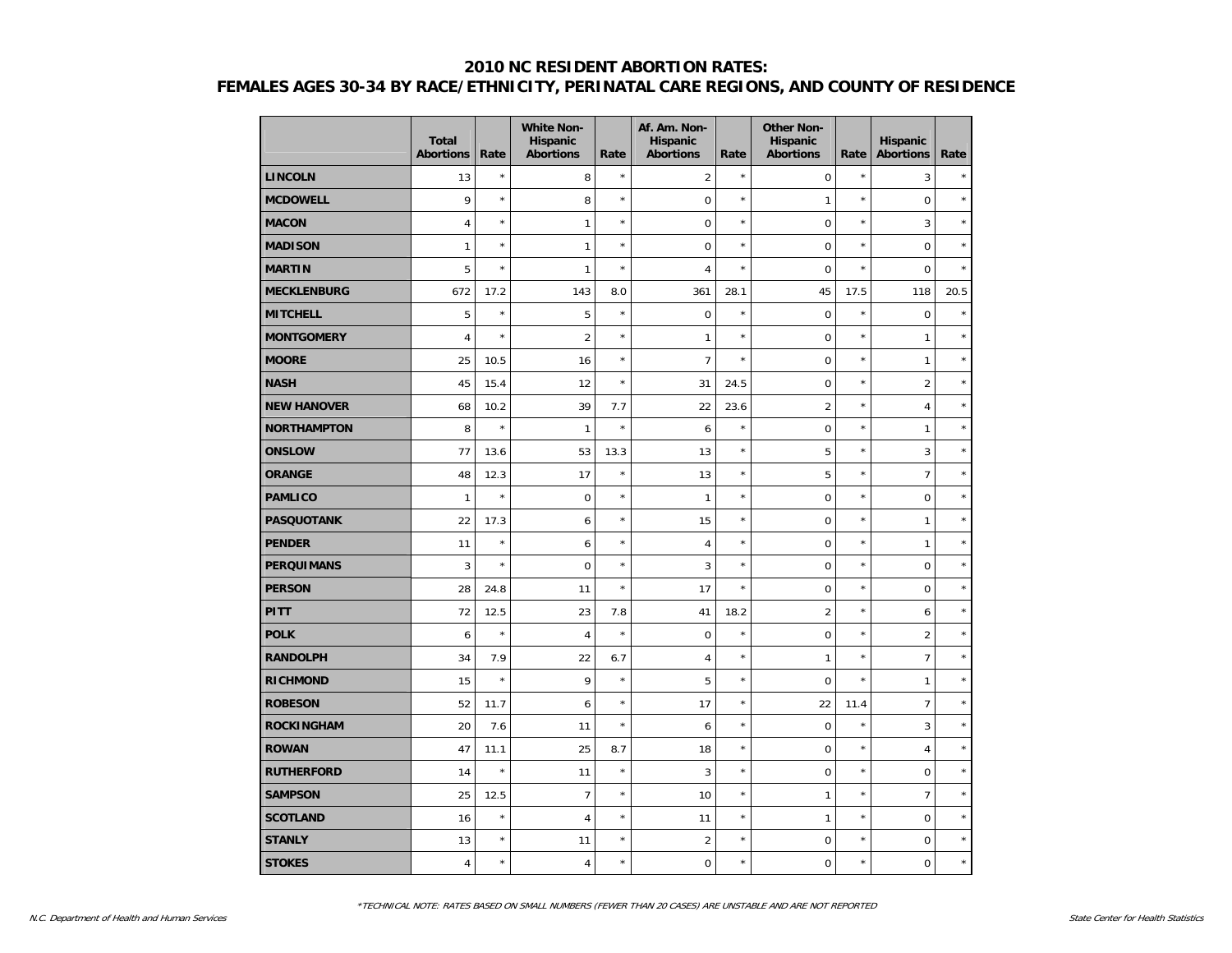## 2010 NC RESIDENT ABORTION RATES:
## FEMALES AGES 30-34 BY RACE/ETHNICITY, PERINATAL CARE REGIONS, AND COUNTY OF RESIDENCE

| | Total Abortions | Rate | White Non-Hispanic Abortions | Rate | Af. Am. Non-Hispanic Abortions | Rate | Other Non-Hispanic Abortions | Rate | Hispanic Abortions | Rate |
|---|---|---|---|---|---|---|---|---|---|---|
| **LINCOLN** | 13 | * | 8 | * | 2 | * | 0 | * | 3 | * |
| **MCDOWELL** | 9 | * | 8 | * | 0 | * | 1 | * | 0 | * |
| **MACON** | 4 | * | 1 | * | 0 | * | 0 | * | 3 | * |
| **MADISON** | 1 | * | 1 | * | 0 | * | 0 | * | 0 | * |
| **MARTIN** | 5 | * | 1 | * | 4 | * | 0 | * | 0 | * |
| **MECKLENBURG** | 672 | 17.2 | 143 | 8.0 | 361 | 28.1 | 45 | 17.5 | 118 | 20.5 |
| **MITCHELL** | 5 | * | 5 | * | 0 | * | 0 | * | 0 | * |
| **MONTGOMERY** | 4 | * | 2 | * | 1 | * | 0 | * | 1 | * |
| **MOORE** | 25 | 10.5 | 16 | * | 7 | * | 0 | * | 1 | * |
| **NASH** | 45 | 15.4 | 12 | * | 31 | 24.5 | 0 | * | 2 | * |
| **NEW HANOVER** | 68 | 10.2 | 39 | 7.7 | 22 | 23.6 | 2 | * | 4 | * |
| **NORTHAMPTON** | 8 | * | 1 | * | 6 | * | 0 | * | 1 | * |
| **ONSLOW** | 77 | 13.6 | 53 | 13.3 | 13 | * | 5 | * | 3 | * |
| **ORANGE** | 48 | 12.3 | 17 | * | 13 | * | 5 | * | 7 | * |
| **PAMLICO** | 1 | * | 0 | * | 1 | * | 0 | * | 0 | * |
| **PASQUOTANK** | 22 | 17.3 | 6 | * | 15 | * | 0 | * | 1 | * |
| **PENDER** | 11 | * | 6 | * | 4 | * | 0 | * | 1 | * |
| **PERQUIMANS** | 3 | * | 0 | * | 3 | * | 0 | * | 0 | * |
| **PERSON** | 28 | 24.8 | 11 | * | 17 | * | 0 | * | 0 | * |
| **PITT** | 72 | 12.5 | 23 | 7.8 | 41 | 18.2 | 2 | * | 6 | * |
| **POLK** | 6 | * | 4 | * | 0 | * | 0 | * | 2 | * |
| **RANDOLPH** | 34 | 7.9 | 22 | 6.7 | 4 | * | 1 | * | 7 | * |
| **RICHMOND** | 15 | * | 9 | * | 5 | * | 0 | * | 1 | * |
| **ROBESON** | 52 | 11.7 | 6 | * | 17 | * | 22 | 11.4 | 7 | * |
| **ROCKINGHAM** | 20 | 7.6 | 11 | * | 6 | * | 0 | * | 3 | * |
| **ROWAN** | 47 | 11.1 | 25 | 8.7 | 18 | * | 0 | * | 4 | * |
| **RUTHERFORD** | 14 | * | 11 | * | 3 | * | 0 | * | 0 | * |
| **SAMPSON** | 25 | 12.5 | 7 | * | 10 | * | 1 | * | 7 | * |
| **SCOTLAND** | 16 | * | 4 | * | 11 | * | 1 | * | 0 | * |
| **STANLY** | 13 | * | 11 | * | 2 | * | 0 | * | 0 | * |
| **STOKES** | 4 | * | 4 | * | 0 | * | 0 | * | 0 | * |

*TECHNICAL NOTE: RATES BASED ON SMALL NUMBERS (FEWER THAN 20 CASES) ARE UNSTABLE AND ARE NOT REPORTED

*N.C. Department of Health and Human Services* — *State Center for Health Statistics*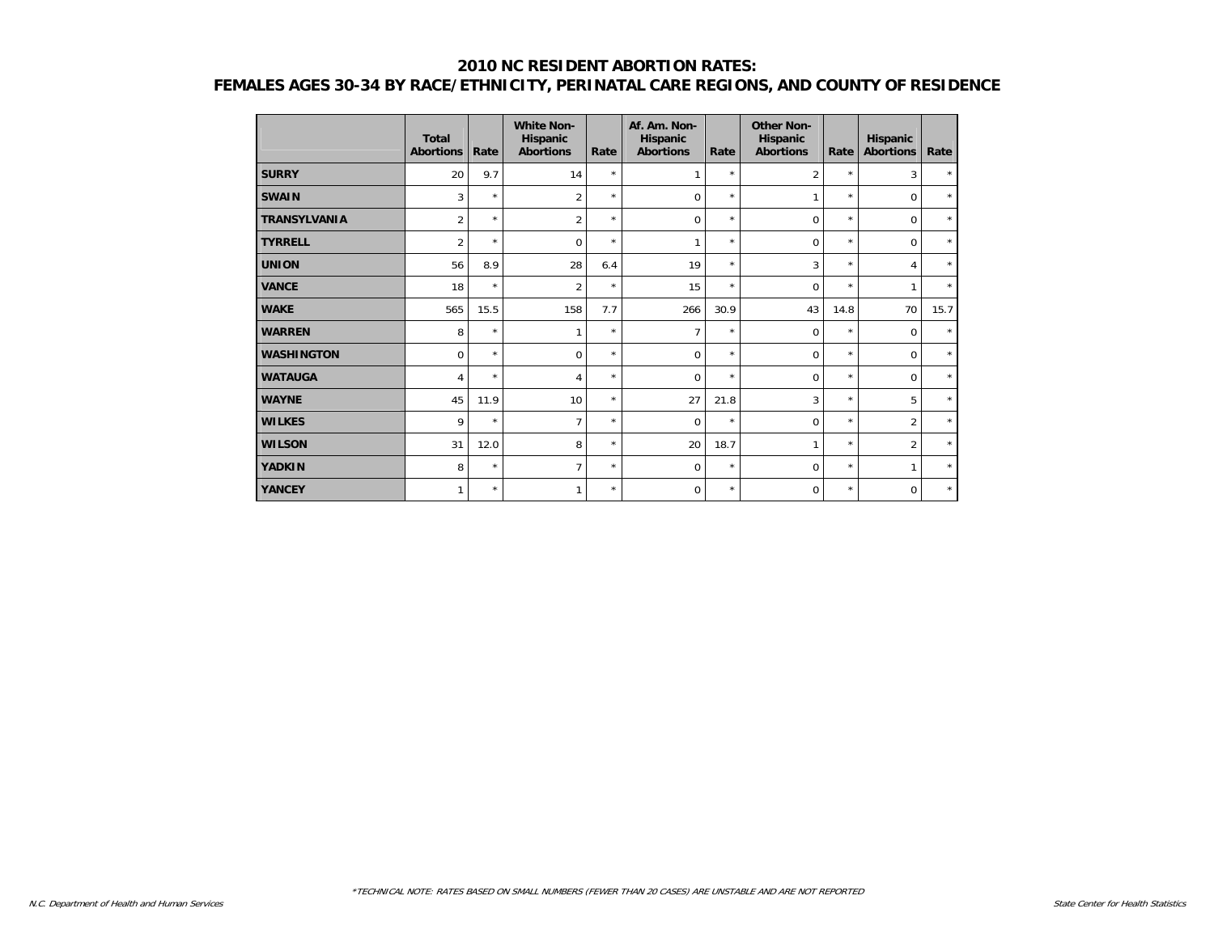## 2010 NC RESIDENT ABORTION RATES: FEMALES AGES 30-34 BY RACE/ETHNICITY, PERINATAL CARE REGIONS, AND COUNTY OF RESIDENCE

| | Total Abortions | Rate | White Non-Hispanic Abortions | Rate | Af. Am. Non-Hispanic Abortions | Rate | Other Non-Hispanic Abortions | Rate | Hispanic Abortions | Rate |
|---|---|---|---|---|---|---|---|---|---|---|
| **SURRY** | 20 | 9.7 | 14 | * | 1 | * | 2 | * | 3 | * |
| **SWAIN** | 3 | * | 2 | * | 0 | * | 1 | * | 0 | * |
| **TRANSYLVANIA** | 2 | * | 2 | * | 0 | * | 0 | * | 0 | * |
| **TYRRELL** | 2 | * | 0 | * | 1 | * | 0 | * | 0 | * |
| **UNION** | 56 | 8.9 | 28 | 6.4 | 19 | * | 3 | * | 4 | * |
| **VANCE** | 18 | * | 2 | * | 15 | * | 0 | * | 1 | * |
| **WAKE** | 565 | 15.5 | 158 | 7.7 | 266 | 30.9 | 43 | 14.8 | 70 | 15.7 |
| **WARREN** | 8 | * | 1 | * | 7 | * | 0 | * | 0 | * |
| **WASHINGTON** | 0 | * | 0 | * | 0 | * | 0 | * | 0 | * |
| **WATAUGA** | 4 | * | 4 | * | 0 | * | 0 | * | 0 | * |
| **WAYNE** | 45 | 11.9 | 10 | * | 27 | 21.8 | 3 | * | 5 | * |
| **WILKES** | 9 | * | 7 | * | 0 | * | 0 | * | 2 | * |
| **WILSON** | 31 | 12.0 | 8 | * | 20 | 18.7 | 1 | * | 2 | * |
| **YADKIN** | 8 | * | 7 | * | 0 | * | 0 | * | 1 | * |
| **YANCEY** | 1 | * | 1 | * | 0 | * | 0 | * | 0 | * |

*TECHNICAL NOTE: RATES BASED ON SMALL NUMBERS (FEWER THAN 20 CASES) ARE UNSTABLE AND ARE NOT REPORTED